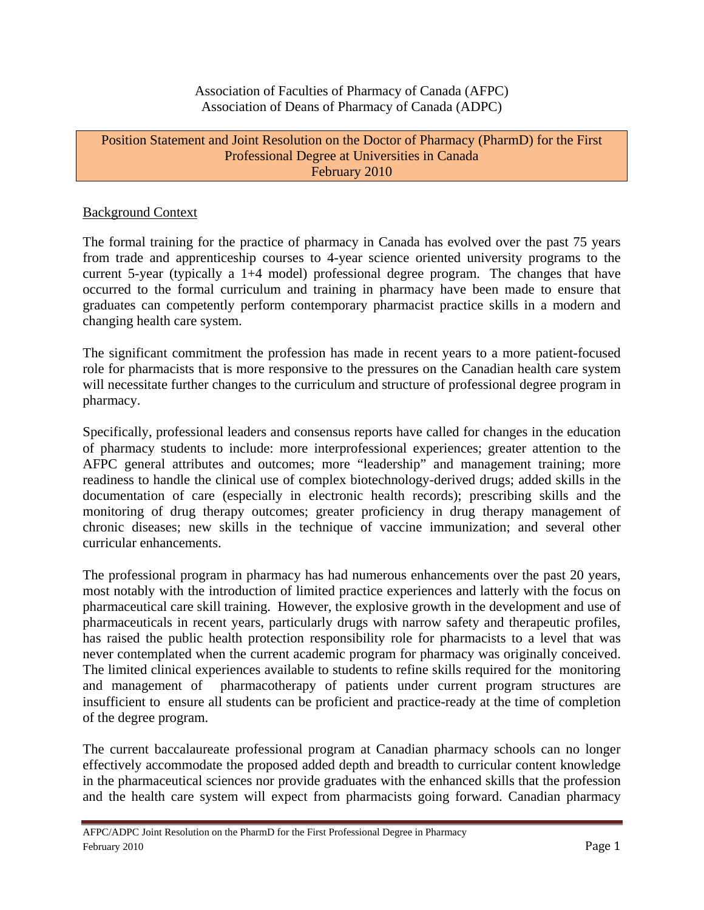Association of Faculties of Pharmacy of Canada (AFPC)
Association of Deans of Pharmacy of Canada (ADPC)

# Position Statement and Joint Resolution on the Doctor of Pharmacy (PharmD) for the First Professional Degree at Universities in Canada
February 2010

## Background Context

The formal training for the practice of pharmacy in Canada has evolved over the past 75 years from trade and apprenticeship courses to 4-year science oriented university programs to the current 5-year (typically a 1+4 model) professional degree program. The changes that have occurred to the formal curriculum and training in pharmacy have been made to ensure that graduates can competently perform contemporary pharmacist practice skills in a modern and changing health care system.

The significant commitment the profession has made in recent years to a more patient-focused role for pharmacists that is more responsive to the pressures on the Canadian health care system will necessitate further changes to the curriculum and structure of professional degree program in pharmacy.

Specifically, professional leaders and consensus reports have called for changes in the education of pharmacy students to include: more interprofessional experiences; greater attention to the AFPC general attributes and outcomes; more "leadership" and management training; more readiness to handle the clinical use of complex biotechnology-derived drugs; added skills in the documentation of care (especially in electronic health records); prescribing skills and the monitoring of drug therapy outcomes; greater proficiency in drug therapy management of chronic diseases; new skills in the technique of vaccine immunization; and several other curricular enhancements.

The professional program in pharmacy has had numerous enhancements over the past 20 years, most notably with the introduction of limited practice experiences and latterly with the focus on pharmaceutical care skill training. However, the explosive growth in the development and use of pharmaceuticals in recent years, particularly drugs with narrow safety and therapeutic profiles, has raised the public health protection responsibility role for pharmacists to a level that was never contemplated when the current academic program for pharmacy was originally conceived. The limited clinical experiences available to students to refine skills required for the monitoring and management of pharmacotherapy of patients under current program structures are insufficient to ensure all students can be proficient and practice-ready at the time of completion of the degree program.

The current baccalaureate professional program at Canadian pharmacy schools can no longer effectively accommodate the proposed added depth and breadth to curricular content knowledge in the pharmaceutical sciences nor provide graduates with the enhanced skills that the profession and the health care system will expect from pharmacists going forward. Canadian pharmacy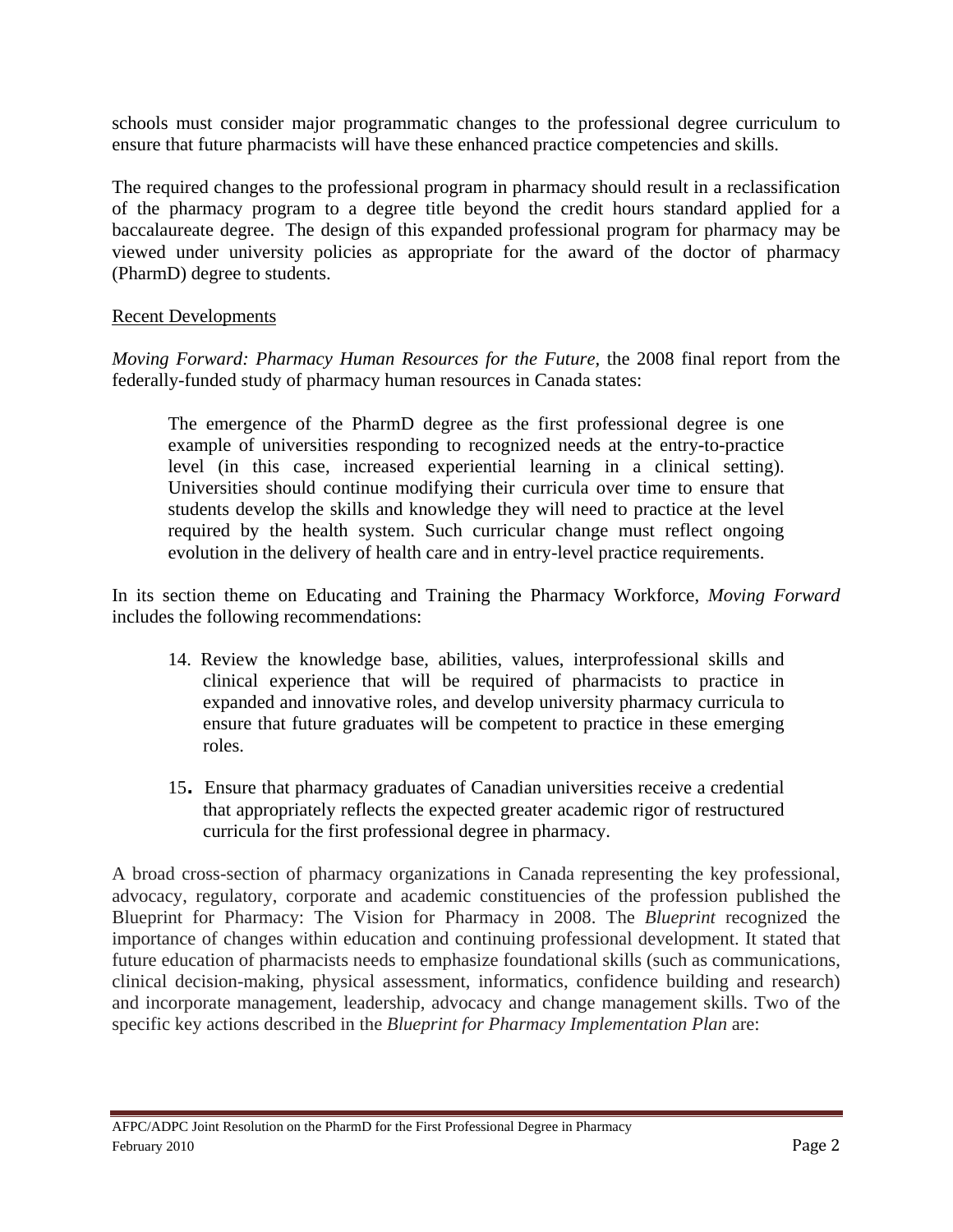schools must consider major programmatic changes to the professional degree curriculum to ensure that future pharmacists will have these enhanced practice competencies and skills.

The required changes to the professional program in pharmacy should result in a reclassification of the pharmacy program to a degree title beyond the credit hours standard applied for a baccalaureate degree. The design of this expanded professional program for pharmacy may be viewed under university policies as appropriate for the award of the doctor of pharmacy (PharmD) degree to students.

## Recent Developments

*Moving Forward: Pharmacy Human Resources for the Future*, the 2008 final report from the federally-funded study of pharmacy human resources in Canada states:

> The emergence of the PharmD degree as the first professional degree is one example of universities responding to recognized needs at the entry-to-practice level (in this case, increased experiential learning in a clinical setting). Universities should continue modifying their curricula over time to ensure that students develop the skills and knowledge they will need to practice at the level required by the health system. Such curricular change must reflect ongoing evolution in the delivery of health care and in entry-level practice requirements.

In its section theme on Educating and Training the Pharmacy Workforce, *Moving Forward* includes the following recommendations:

14. Review the knowledge base, abilities, values, interprofessional skills and clinical experience that will be required of pharmacists to practice in expanded and innovative roles, and develop university pharmacy curricula to ensure that future graduates will be competent to practice in these emerging roles.

15. Ensure that pharmacy graduates of Canadian universities receive a credential that appropriately reflects the expected greater academic rigor of restructured curricula for the first professional degree in pharmacy.

A broad cross-section of pharmacy organizations in Canada representing the key professional, advocacy, regulatory, corporate and academic constituencies of the profession published the Blueprint for Pharmacy: The Vision for Pharmacy in 2008. The *Blueprint* recognized the importance of changes within education and continuing professional development. It stated that future education of pharmacists needs to emphasize foundational skills (such as communications, clinical decision-making, physical assessment, informatics, confidence building and research) and incorporate management, leadership, advocacy and change management skills. Two of the specific key actions described in the *Blueprint for Pharmacy Implementation Plan* are: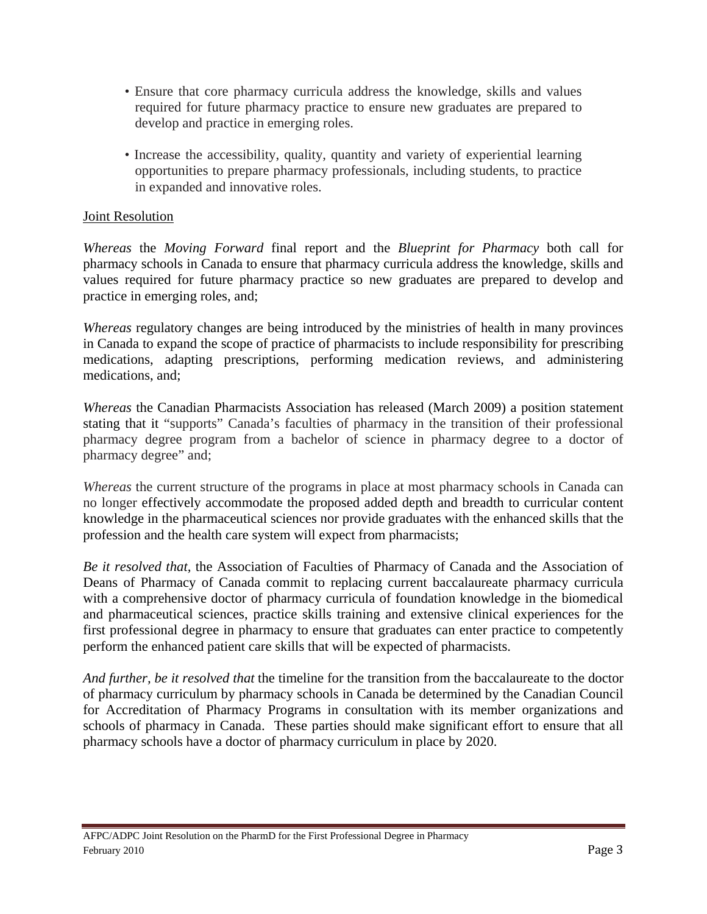- Ensure that core pharmacy curricula address the knowledge, skills and values required for future pharmacy practice to ensure new graduates are prepared to develop and practice in emerging roles.

- Increase the accessibility, quality, quantity and variety of experiential learning opportunities to prepare pharmacy professionals, including students, to practice in expanded and innovative roles.

Joint Resolution

*Whereas* the *Moving Forward* final report and the *Blueprint for Pharmacy* both call for pharmacy schools in Canada to ensure that pharmacy curricula address the knowledge, skills and values required for future pharmacy practice so new graduates are prepared to develop and practice in emerging roles, and;

*Whereas* regulatory changes are being introduced by the ministries of health in many provinces in Canada to expand the scope of practice of pharmacists to include responsibility for prescribing medications, adapting prescriptions, performing medication reviews, and administering medications, and;

*Whereas* the Canadian Pharmacists Association has released (March 2009) a position statement stating that it "supports" Canada's faculties of pharmacy in the transition of their professional pharmacy degree program from a bachelor of science in pharmacy degree to a doctor of pharmacy degree" and;

*Whereas* the current structure of the programs in place at most pharmacy schools in Canada can no longer effectively accommodate the proposed added depth and breadth to curricular content knowledge in the pharmaceutical sciences nor provide graduates with the enhanced skills that the profession and the health care system will expect from pharmacists;

*Be it resolved that,* the Association of Faculties of Pharmacy of Canada and the Association of Deans of Pharmacy of Canada commit to replacing current baccalaureate pharmacy curricula with a comprehensive doctor of pharmacy curricula of foundation knowledge in the biomedical and pharmaceutical sciences, practice skills training and extensive clinical experiences for the first professional degree in pharmacy to ensure that graduates can enter practice to competently perform the enhanced patient care skills that will be expected of pharmacists.

*And further, be it resolved that* the timeline for the transition from the baccalaureate to the doctor of pharmacy curriculum by pharmacy schools in Canada be determined by the Canadian Council for Accreditation of Pharmacy Programs in consultation with its member organizations and schools of pharmacy in Canada. These parties should make significant effort to ensure that all pharmacy schools have a doctor of pharmacy curriculum in place by 2020.